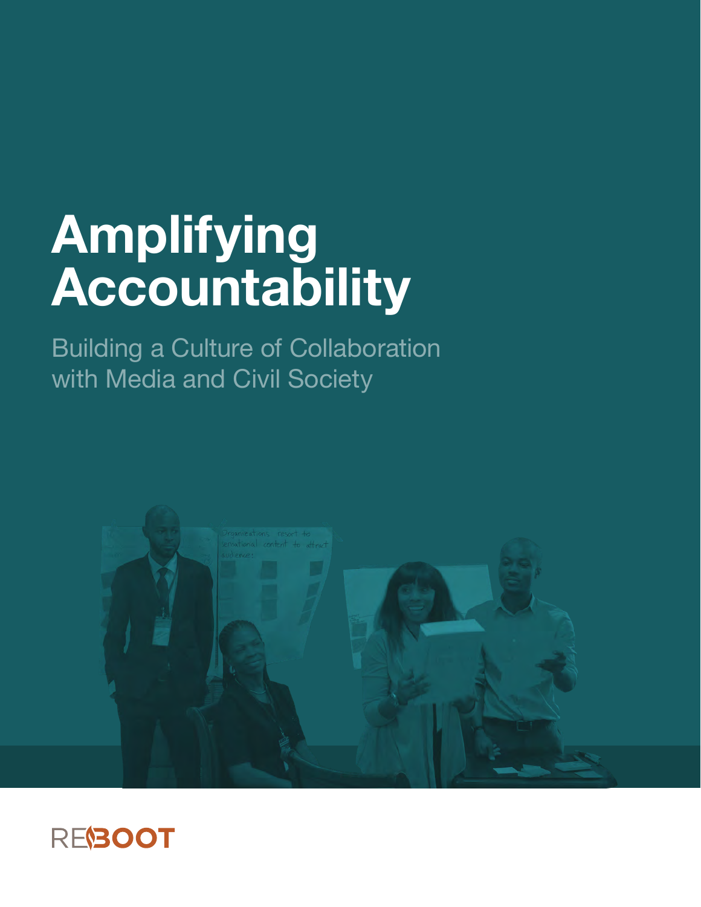# Amplifying Accountability

Building a Culture of Collaboration with Media and Civil Society

REBOOT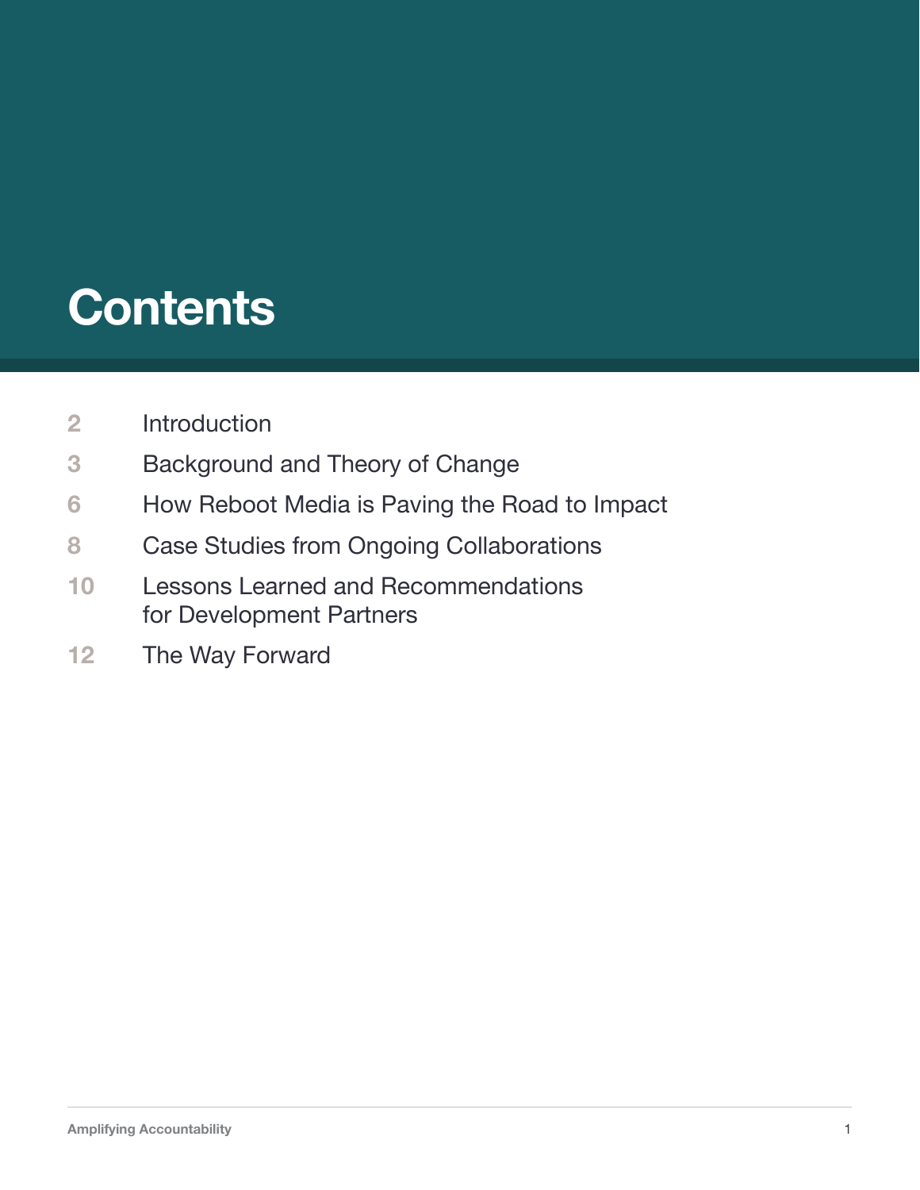# Contents

| | |
|---|---|
| 2 | Introduction |
| 3 | Background and Theory of Change |
| 6 | How Reboot Media is Paving the Road to Impact |
| 8 | Case Studies from Ongoing Collaborations |
| 10 | Lessons Learned and Recommendations for Development Partners |
| 12 | The Way Forward |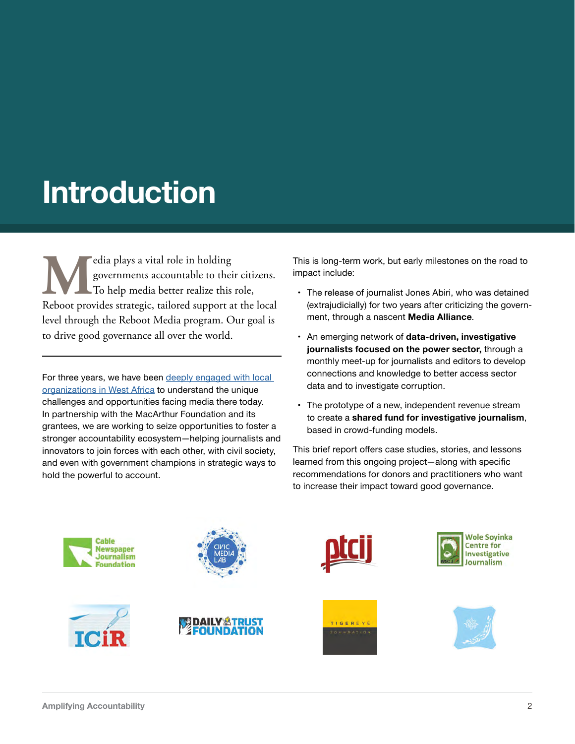# Introduction

Media plays a vital role in holding governments accountable to their citizens. To help media better realize this role, Reboot provides strategic, tailored support at the local level through the Reboot Media program. Our goal is to drive good governance all over the world.

For three years, we have been deeply engaged with local organizations in West Africa to understand the unique challenges and opportunities facing media there today. In partnership with the MacArthur Foundation and its grantees, we are working to seize opportunities to foster a stronger accountability ecosystem—helping journalists and innovators to join forces with each other, with civil society, and even with government champions in strategic ways to hold the powerful to account.

This is long-term work, but early milestones on the road to impact include:

- The release of journalist Jones Abiri, who was detained (extrajudicially) for two years after criticizing the government, through a nascent **Media Alliance**.
- An emerging network of **data-driven, investigative journalists focused on the power sector,** through a monthly meet-up for journalists and editors to develop connections and knowledge to better access sector data and to investigate corruption.
- The prototype of a new, independent revenue stream to create a **shared fund for investigative journalism**, based in crowd-funding models.

This brief report offers case studies, stories, and lessons learned from this ongoing project—along with specific recommendations for donors and practitioners who want to increase their impact toward good governance.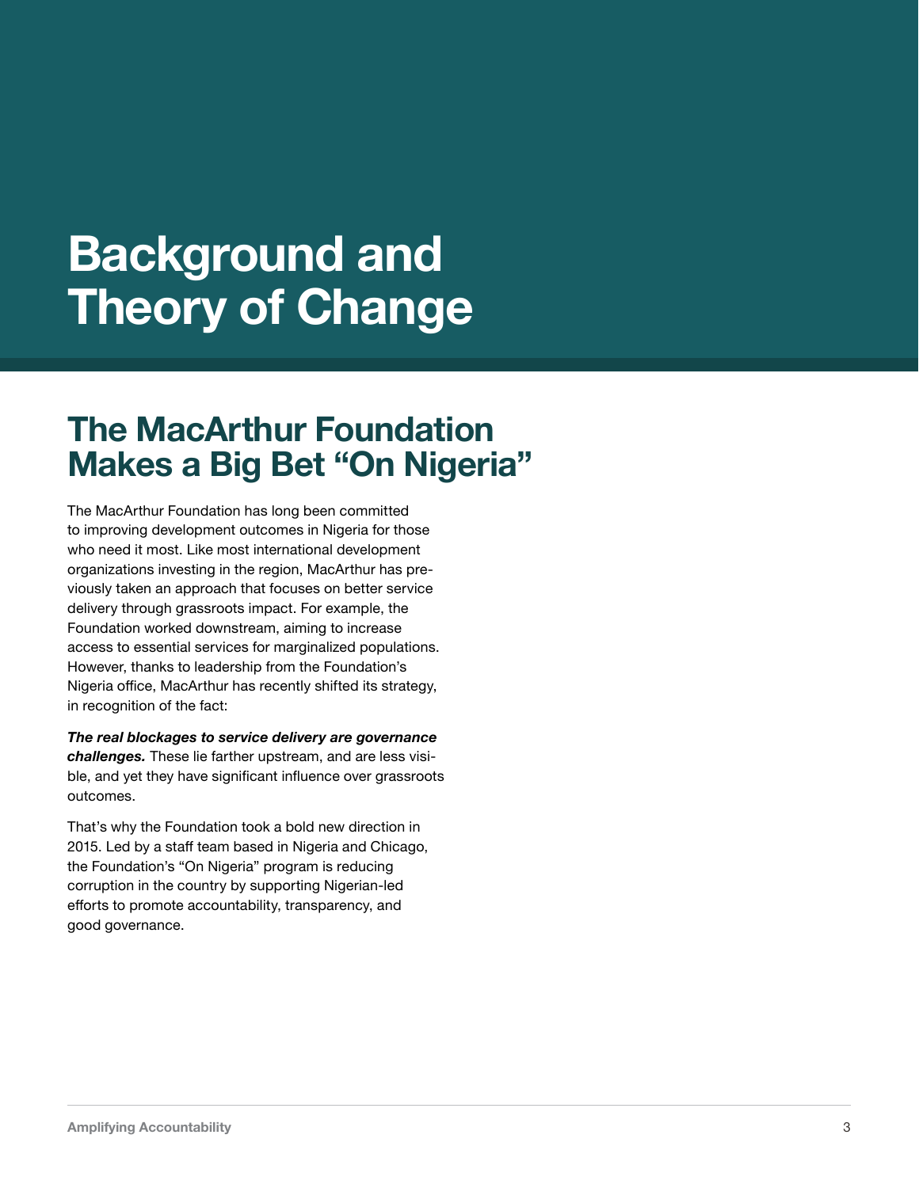# Background and Theory of Change

## The MacArthur Foundation Makes a Big Bet "On Nigeria"

The MacArthur Foundation has long been committed to improving development outcomes in Nigeria for those who need it most. Like most international development organizations investing in the region, MacArthur has previously taken an approach that focuses on better service delivery through grassroots impact. For example, the Foundation worked downstream, aiming to increase access to essential services for marginalized populations. However, thanks to leadership from the Foundation's Nigeria office, MacArthur has recently shifted its strategy, in recognition of the fact:

***The real blockages to service delivery are governance challenges.*** These lie farther upstream, and are less visible, and yet they have significant influence over grassroots outcomes.

That's why the Foundation took a bold new direction in 2015. Led by a staff team based in Nigeria and Chicago, the Foundation's "On Nigeria" program is reducing corruption in the country by supporting Nigerian-led efforts to promote accountability, transparency, and good governance.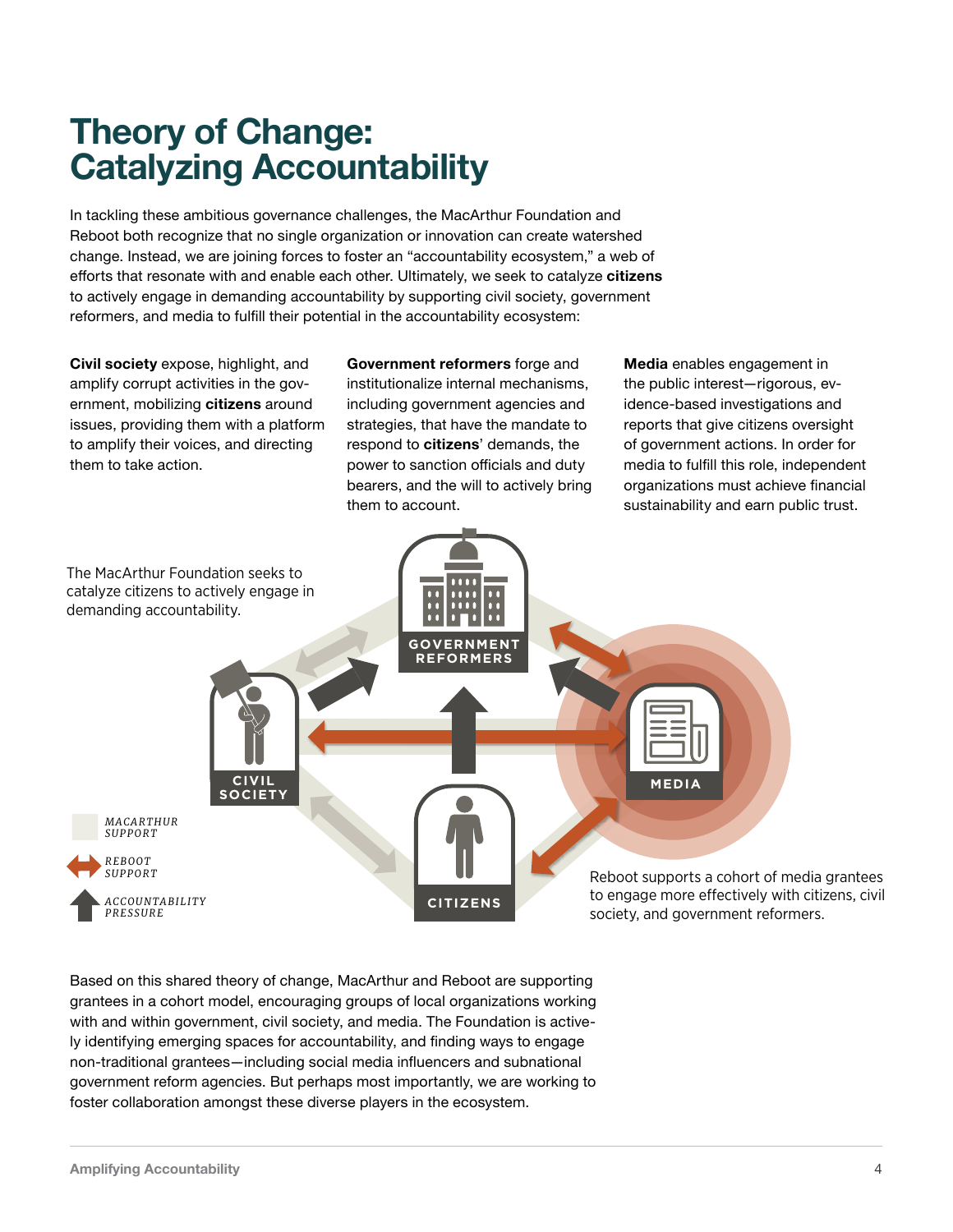# Theory of Change: Catalyzing Accountability

In tackling these ambitious governance challenges, the MacArthur Foundation and Reboot both recognize that no single organization or innovation can create watershed change. Instead, we are joining forces to foster an "accountability ecosystem," a web of efforts that resonate with and enable each other. Ultimately, we seek to catalyze **citizens** to actively engage in demanding accountability by supporting civil society, government reformers, and media to fulfill their potential in the accountability ecosystem:

**Civil society** expose, highlight, and amplify corrupt activities in the government, mobilizing **citizens** around issues, providing them with a platform to amplify their voices, and directing them to take action.

**Government reformers** forge and institutionalize internal mechanisms, including government agencies and strategies, that have the mandate to respond to **citizens**' demands, the power to sanction officials and duty bearers, and the will to actively bring them to account.

**Media** enables engagement in the public interest—rigorous, evidence-based investigations and reports that give citizens oversight of government actions. In order for media to fulfill this role, independent organizations must achieve financial sustainability and earn public trust.

The MacArthur Foundation seeks to catalyze citizens to actively engage in demanding accountability.

GOVERNMENT REFORMERS

CIVIL SOCIETY

MEDIA

CITIZENS

*MACARTHUR SUPPORT*

*REBOOT SUPPORT*

*ACCOUNTABILITY PRESSURE*

Reboot supports a cohort of media grantees to engage more effectively with citizens, civil society, and government reformers.

Based on this shared theory of change, MacArthur and Reboot are supporting grantees in a cohort model, encouraging groups of local organizations working with and within government, civil society, and media. The Foundation is actively identifying emerging spaces for accountability, and finding ways to engage non-traditional grantees—including social media influencers and subnational government reform agencies. But perhaps most importantly, we are working to foster collaboration amongst these diverse players in the ecosystem.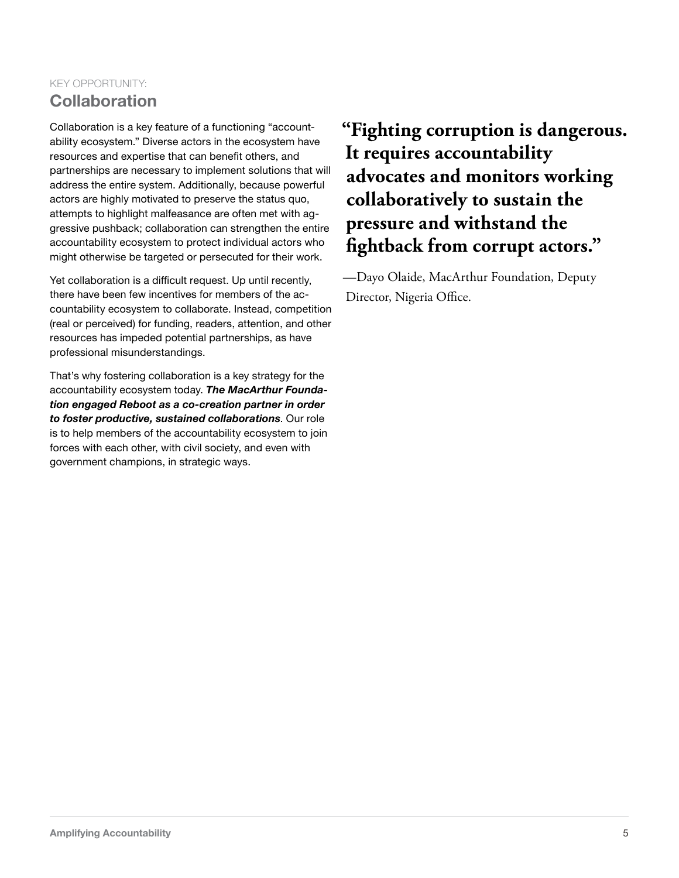KEY OPPORTUNITY:
## Collaboration

Collaboration is a key feature of a functioning "accountability ecosystem." Diverse actors in the ecosystem have resources and expertise that can benefit others, and partnerships are necessary to implement solutions that will address the entire system. Additionally, because powerful actors are highly motivated to preserve the status quo, attempts to highlight malfeasance are often met with aggressive pushback; collaboration can strengthen the entire accountability ecosystem to protect individual actors who might otherwise be targeted or persecuted for their work.

Yet collaboration is a difficult request. Up until recently, there have been few incentives for members of the accountability ecosystem to collaborate. Instead, competition (real or perceived) for funding, readers, attention, and other resources has impeded potential partnerships, as have professional misunderstandings.

That's why fostering collaboration is a key strategy for the accountability ecosystem today. ***The MacArthur Foundation engaged Reboot as a co-creation partner in order to foster productive, sustained collaborations***. Our role is to help members of the accountability ecosystem to join forces with each other, with civil society, and even with government champions, in strategic ways.

**"Fighting corruption is dangerous. It requires accountability advocates and monitors working collaboratively to sustain the pressure and withstand the fightback from corrupt actors."**

—Dayo Olaide, MacArthur Foundation, Deputy Director, Nigeria Office.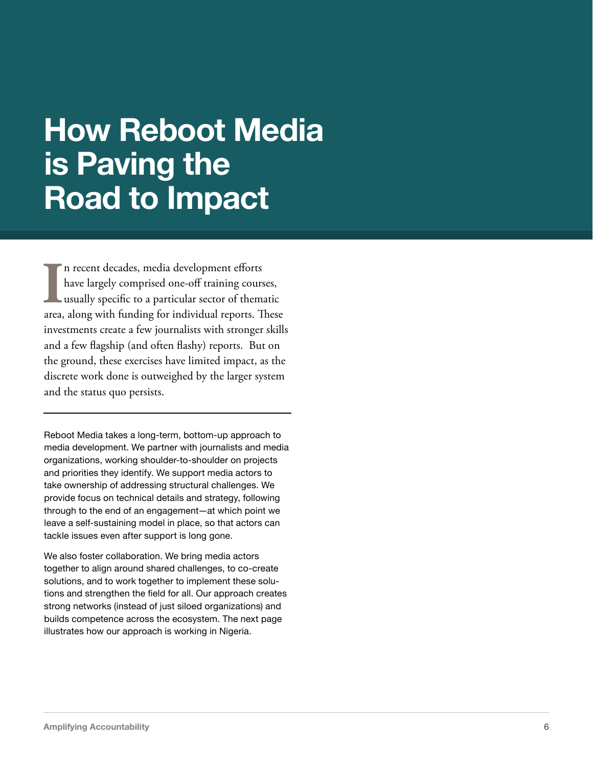# How Reboot Media is Paving the Road to Impact

In recent decades, media development efforts have largely comprised one-off training courses, usually specific to a particular sector of thematic area, along with funding for individual reports. These investments create a few journalists with stronger skills and a few flagship (and often flashy) reports. But on the ground, these exercises have limited impact, as the discrete work done is outweighed by the larger system and the status quo persists.

---

Reboot Media takes a long-term, bottom-up approach to media development. We partner with journalists and media organizations, working shoulder-to-shoulder on projects and priorities they identify. We support media actors to take ownership of addressing structural challenges. We provide focus on technical details and strategy, following through to the end of an engagement—at which point we leave a self-sustaining model in place, so that actors can tackle issues even after support is long gone.

We also foster collaboration. We bring media actors together to align around shared challenges, to co-create solutions, and to work together to implement these solutions and strengthen the field for all. Our approach creates strong networks (instead of just siloed organizations) and builds competence across the ecosystem. The next page illustrates how our approach is working in Nigeria.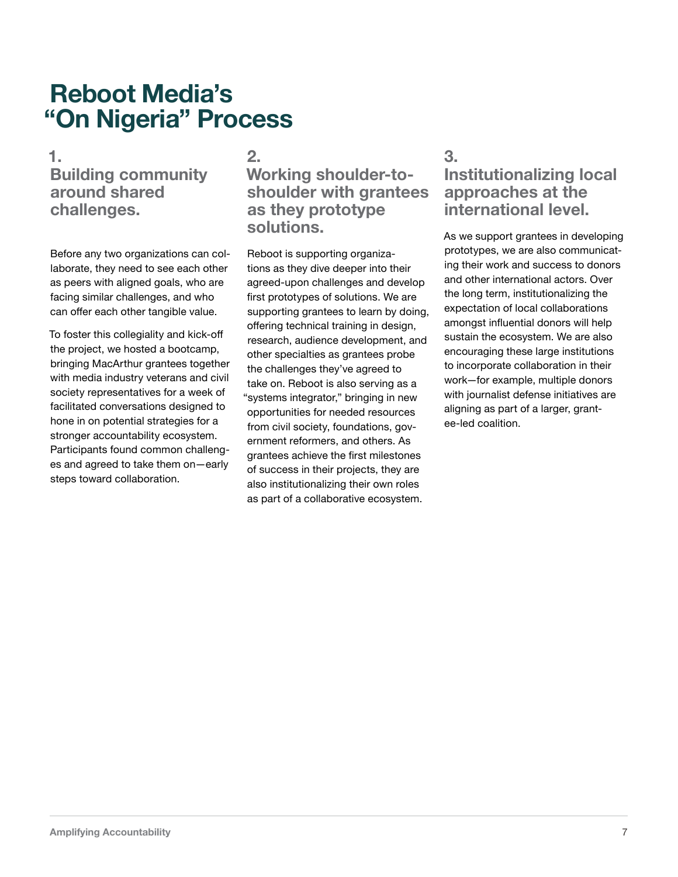# Reboot Media's "On Nigeria" Process

## 1. Building community around shared challenges.

Before any two organizations can collaborate, they need to see each other as peers with aligned goals, who are facing similar challenges, and who can offer each other tangible value.

To foster this collegiality and kick-off the project, we hosted a bootcamp, bringing MacArthur grantees together with media industry veterans and civil society representatives for a week of facilitated conversations designed to hone in on potential strategies for a stronger accountability ecosystem. Participants found common challenges and agreed to take them on—early steps toward collaboration.

## 2. Working shoulder-to-shoulder with grantees as they prototype solutions.

Reboot is supporting organizations as they dive deeper into their agreed-upon challenges and develop first prototypes of solutions. We are supporting grantees to learn by doing, offering technical training in design, research, audience development, and other specialties as grantees probe the challenges they've agreed to take on. Reboot is also serving as a "systems integrator," bringing in new opportunities for needed resources from civil society, foundations, government reformers, and others. As grantees achieve the first milestones of success in their projects, they are also institutionalizing their own roles as part of a collaborative ecosystem.

## 3. Institutionalizing local approaches at the international level.

As we support grantees in developing prototypes, we are also communicating their work and success to donors and other international actors. Over the long term, institutionalizing the expectation of local collaborations amongst influential donors will help sustain the ecosystem. We are also encouraging these large institutions to incorporate collaboration in their work—for example, multiple donors with journalist defense initiatives are aligning as part of a larger, grantee-led coalition.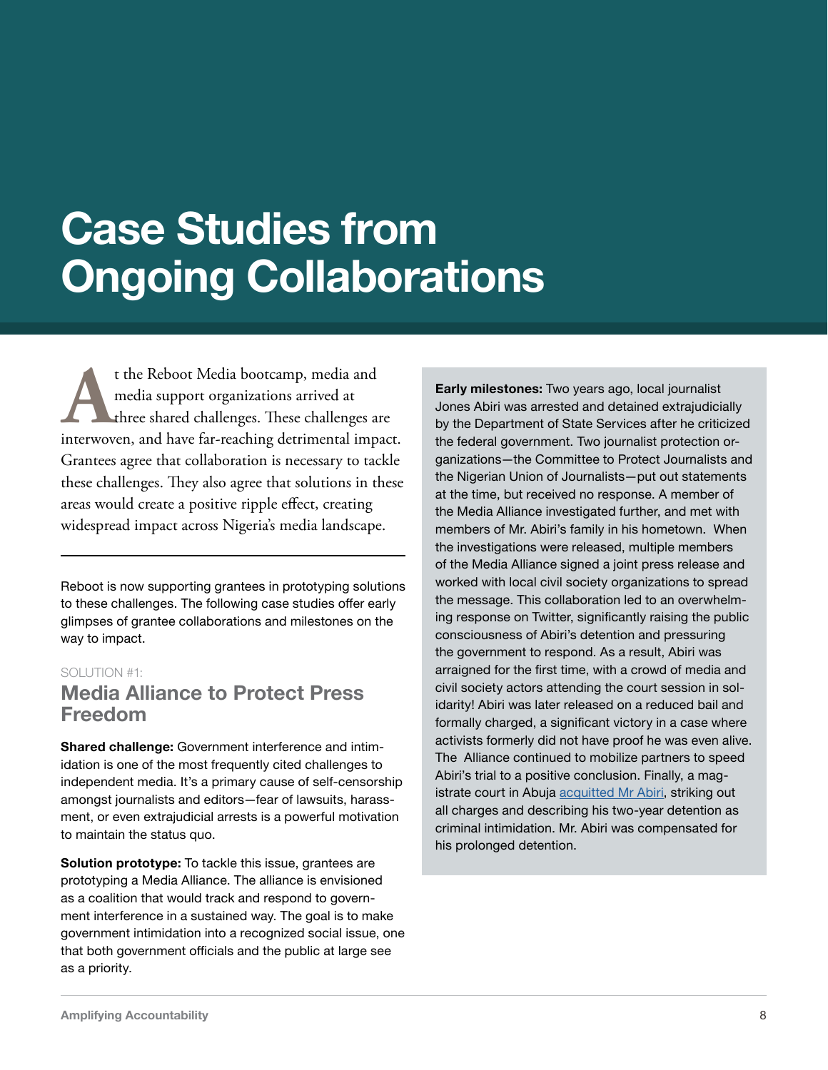# Case Studies from Ongoing Collaborations

At the Reboot Media bootcamp, media and media support organizations arrived at three shared challenges. These challenges are interwoven, and have far-reaching detrimental impact. Grantees agree that collaboration is necessary to tackle these challenges. They also agree that solutions in these areas would create a positive ripple effect, creating widespread impact across Nigeria's media landscape.

---

Reboot is now supporting grantees in prototyping solutions to these challenges. The following case studies offer early glimpses of grantee collaborations and milestones on the way to impact.

SOLUTION #1:

## Media Alliance to Protect Press Freedom

**Shared challenge:** Government interference and intimidation is one of the most frequently cited challenges to independent media. It's a primary cause of self-censorship amongst journalists and editors—fear of lawsuits, harassment, or even extrajudicial arrests is a powerful motivation to maintain the status quo.

**Solution prototype:** To tackle this issue, grantees are prototyping a Media Alliance. The alliance is envisioned as a coalition that would track and respond to government interference in a sustained way. The goal is to make government intimidation into a recognized social issue, one that both government officials and the public at large see as a priority.

**Early milestones:** Two years ago, local journalist Jones Abiri was arrested and detained extrajudicially by the Department of State Services after he criticized the federal government. Two journalist protection organizations—the Committee to Protect Journalists and the Nigerian Union of Journalists—put out statements at the time, but received no response. A member of the Media Alliance investigated further, and met with members of Mr. Abiri's family in his hometown. When the investigations were released, multiple members of the Media Alliance signed a joint press release and worked with local civil society organizations to spread the message. This collaboration led to an overwhelming response on Twitter, significantly raising the public consciousness of Abiri's detention and pressuring the government to respond. As a result, Abiri was arraigned for the first time, with a crowd of media and civil society actors attending the court session in solidarity! Abiri was later released on a reduced bail and formally charged, a significant victory in a case where activists formerly did not have proof he was even alive. The Alliance continued to mobilize partners to speed Abiri's trial to a positive conclusion. Finally, a magistrate court in Abuja acquitted Mr Abiri, striking out all charges and describing his two-year detention as criminal intimidation. Mr. Abiri was compensated for his prolonged detention.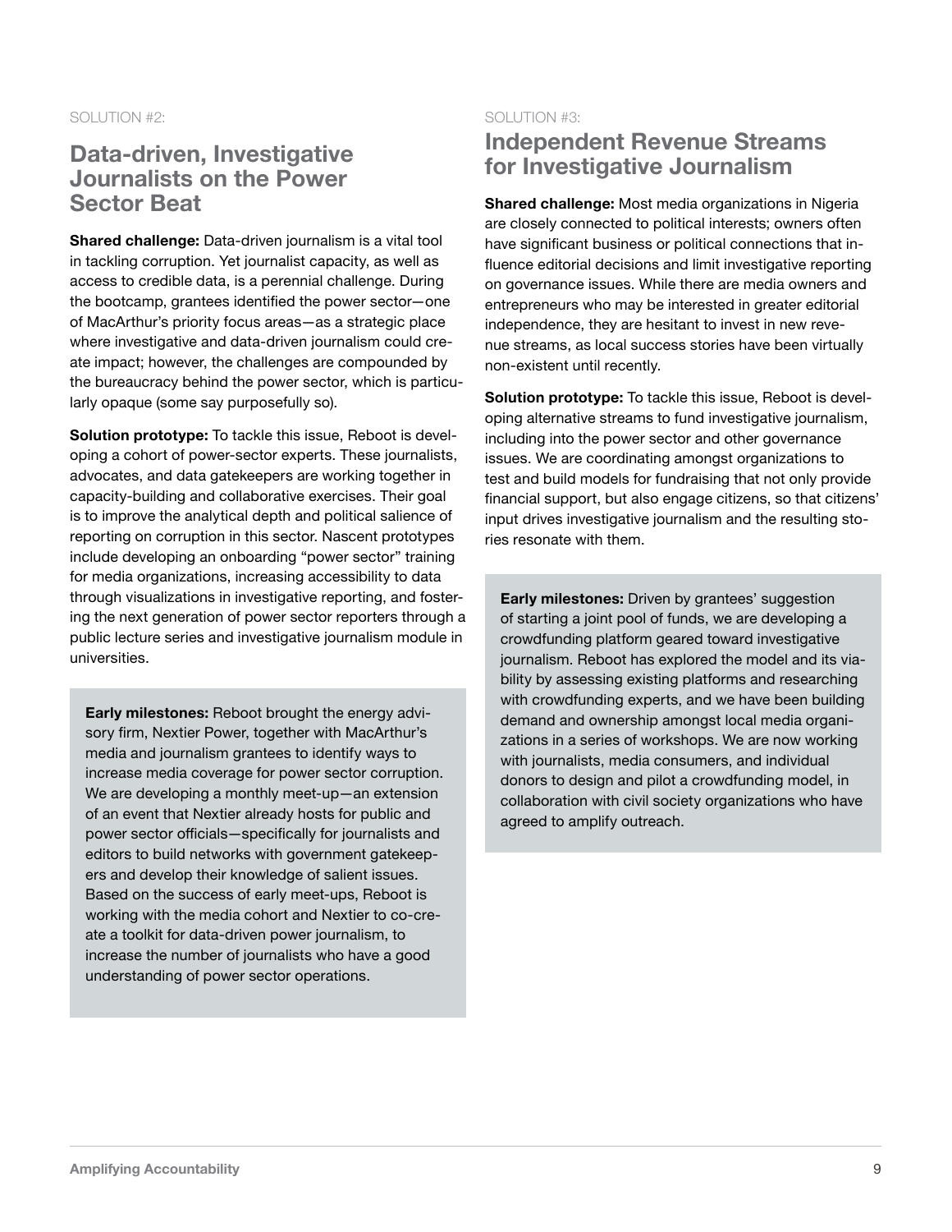SOLUTION #2:

## Data-driven, Investigative Journalists on the Power Sector Beat

**Shared challenge:** Data-driven journalism is a vital tool in tackling corruption. Yet journalist capacity, as well as access to credible data, is a perennial challenge. During the bootcamp, grantees identified the power sector—one of MacArthur's priority focus areas—as a strategic place where investigative and data-driven journalism could create impact; however, the challenges are compounded by the bureaucracy behind the power sector, which is particularly opaque (some say purposefully so).

**Solution prototype:** To tackle this issue, Reboot is developing a cohort of power-sector experts. These journalists, advocates, and data gatekeepers are working together in capacity-building and collaborative exercises. Their goal is to improve the analytical depth and political salience of reporting on corruption in this sector. Nascent prototypes include developing an onboarding "power sector" training for media organizations, increasing accessibility to data through visualizations in investigative reporting, and fostering the next generation of power sector reporters through a public lecture series and investigative journalism module in universities.

**Early milestones:** Reboot brought the energy advisory firm, Nextier Power, together with MacArthur's media and journalism grantees to identify ways to increase media coverage for power sector corruption. We are developing a monthly meet-up—an extension of an event that Nextier already hosts for public and power sector officials—specifically for journalists and editors to build networks with government gatekeepers and develop their knowledge of salient issues. Based on the success of early meet-ups, Reboot is working with the media cohort and Nextier to co-create a toolkit for data-driven power journalism, to increase the number of journalists who have a good understanding of power sector operations.

SOLUTION #3:

## Independent Revenue Streams for Investigative Journalism

**Shared challenge:** Most media organizations in Nigeria are closely connected to political interests; owners often have significant business or political connections that influence editorial decisions and limit investigative reporting on governance issues. While there are media owners and entrepreneurs who may be interested in greater editorial independence, they are hesitant to invest in new revenue streams, as local success stories have been virtually non-existent until recently.

**Solution prototype:** To tackle this issue, Reboot is developing alternative streams to fund investigative journalism, including into the power sector and other governance issues. We are coordinating amongst organizations to test and build models for fundraising that not only provide financial support, but also engage citizens, so that citizens' input drives investigative journalism and the resulting stories resonate with them.

**Early milestones:** Driven by grantees' suggestion of starting a joint pool of funds, we are developing a crowdfunding platform geared toward investigative journalism. Reboot has explored the model and its viability by assessing existing platforms and researching with crowdfunding experts, and we have been building demand and ownership amongst local media organizations in a series of workshops. We are now working with journalists, media consumers, and individual donors to design and pilot a crowdfunding model, in collaboration with civil society organizations who have agreed to amplify outreach.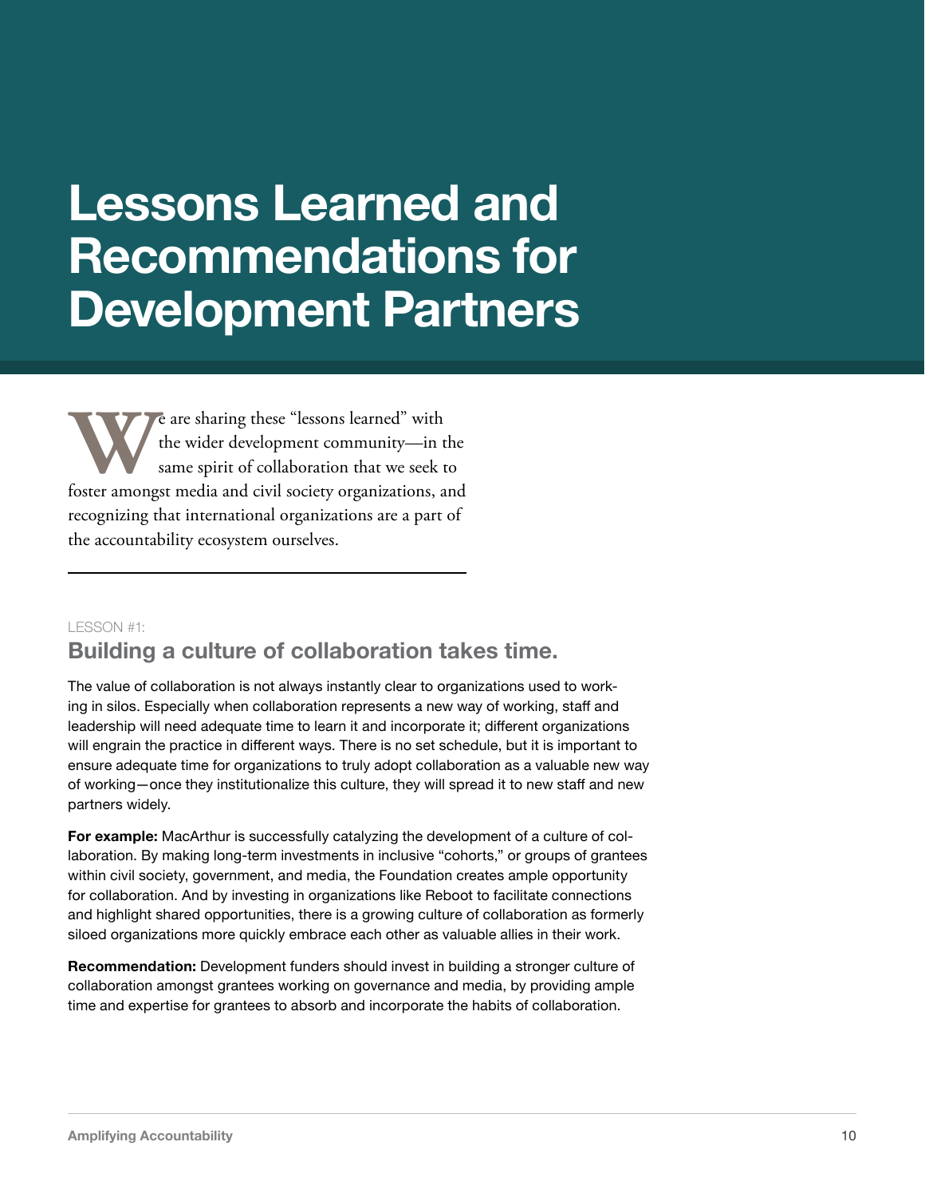# Lessons Learned and Recommendations for Development Partners

We are sharing these "lessons learned" with the wider development community—in the same spirit of collaboration that we seek to foster amongst media and civil society organizations, and recognizing that international organizations are a part of the accountability ecosystem ourselves.

---

LESSON #1:

## Building a culture of collaboration takes time.

The value of collaboration is not always instantly clear to organizations used to working in silos. Especially when collaboration represents a new way of working, staff and leadership will need adequate time to learn it and incorporate it; different organizations will engrain the practice in different ways. There is no set schedule, but it is important to ensure adequate time for organizations to truly adopt collaboration as a valuable new way of working—once they institutionalize this culture, they will spread it to new staff and new partners widely.

**For example:** MacArthur is successfully catalyzing the development of a culture of collaboration. By making long-term investments in inclusive "cohorts," or groups of grantees within civil society, government, and media, the Foundation creates ample opportunity for collaboration. And by investing in organizations like Reboot to facilitate connections and highlight shared opportunities, there is a growing culture of collaboration as formerly siloed organizations more quickly embrace each other as valuable allies in their work.

**Recommendation:** Development funders should invest in building a stronger culture of collaboration amongst grantees working on governance and media, by providing ample time and expertise for grantees to absorb and incorporate the habits of collaboration.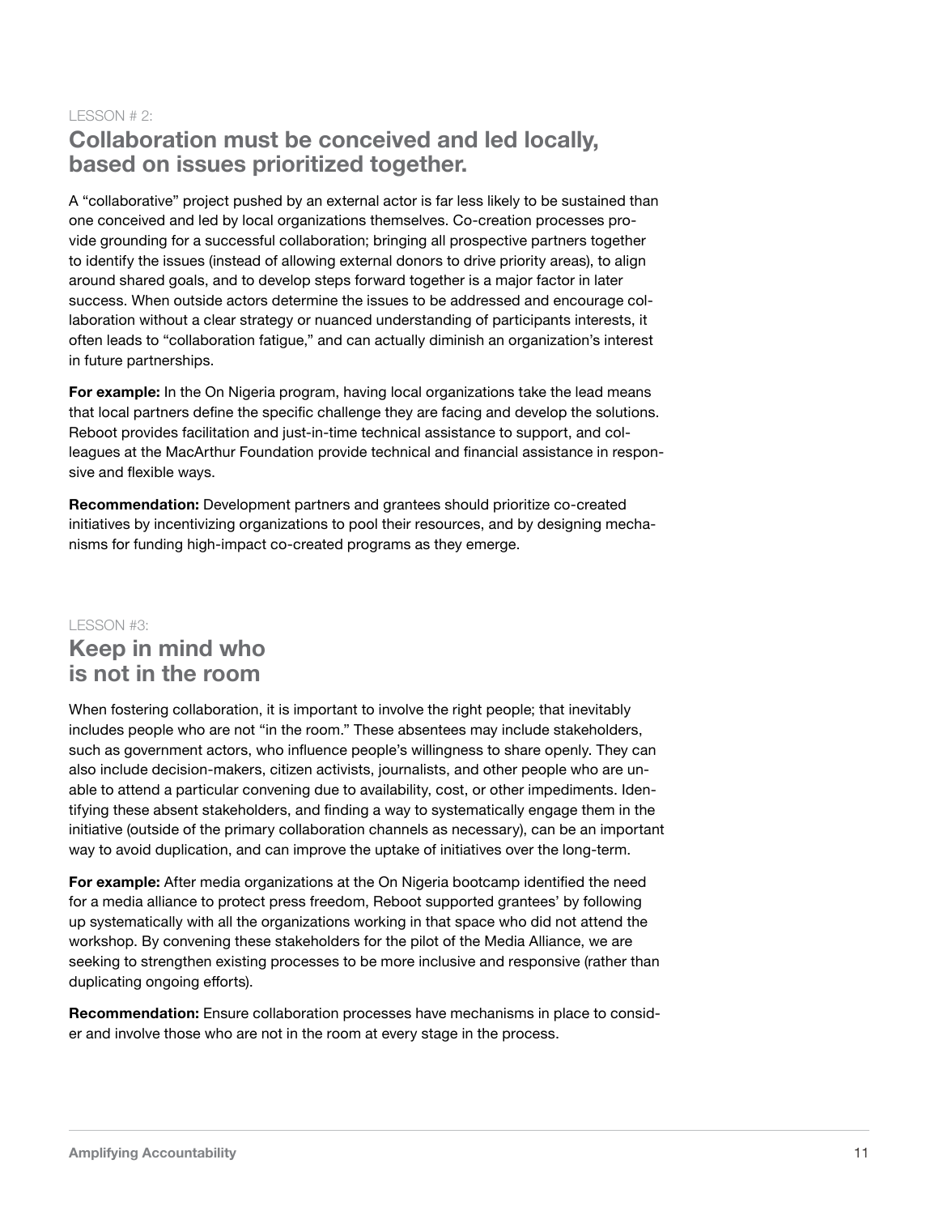LESSON # 2:

## Collaboration must be conceived and led locally, based on issues prioritized together.

A "collaborative" project pushed by an external actor is far less likely to be sustained than one conceived and led by local organizations themselves. Co-creation processes provide grounding for a successful collaboration; bringing all prospective partners together to identify the issues (instead of allowing external donors to drive priority areas), to align around shared goals, and to develop steps forward together is a major factor in later success. When outside actors determine the issues to be addressed and encourage collaboration without a clear strategy or nuanced understanding of participants interests, it often leads to "collaboration fatigue," and can actually diminish an organization's interest in future partnerships.

**For example:** In the On Nigeria program, having local organizations take the lead means that local partners define the specific challenge they are facing and develop the solutions. Reboot provides facilitation and just-in-time technical assistance to support, and colleagues at the MacArthur Foundation provide technical and financial assistance in responsive and flexible ways.

**Recommendation:** Development partners and grantees should prioritize co-created initiatives by incentivizing organizations to pool their resources, and by designing mechanisms for funding high-impact co-created programs as they emerge.

LESSON #3:

## Keep in mind who is not in the room

When fostering collaboration, it is important to involve the right people; that inevitably includes people who are not "in the room." These absentees may include stakeholders, such as government actors, who influence people's willingness to share openly. They can also include decision-makers, citizen activists, journalists, and other people who are unable to attend a particular convening due to availability, cost, or other impediments. Identifying these absent stakeholders, and finding a way to systematically engage them in the initiative (outside of the primary collaboration channels as necessary), can be an important way to avoid duplication, and can improve the uptake of initiatives over the long-term.

**For example:** After media organizations at the On Nigeria bootcamp identified the need for a media alliance to protect press freedom, Reboot supported grantees' by following up systematically with all the organizations working in that space who did not attend the workshop. By convening these stakeholders for the pilot of the Media Alliance, we are seeking to strengthen existing processes to be more inclusive and responsive (rather than duplicating ongoing efforts).

**Recommendation:** Ensure collaboration processes have mechanisms in place to consider and involve those who are not in the room at every stage in the process.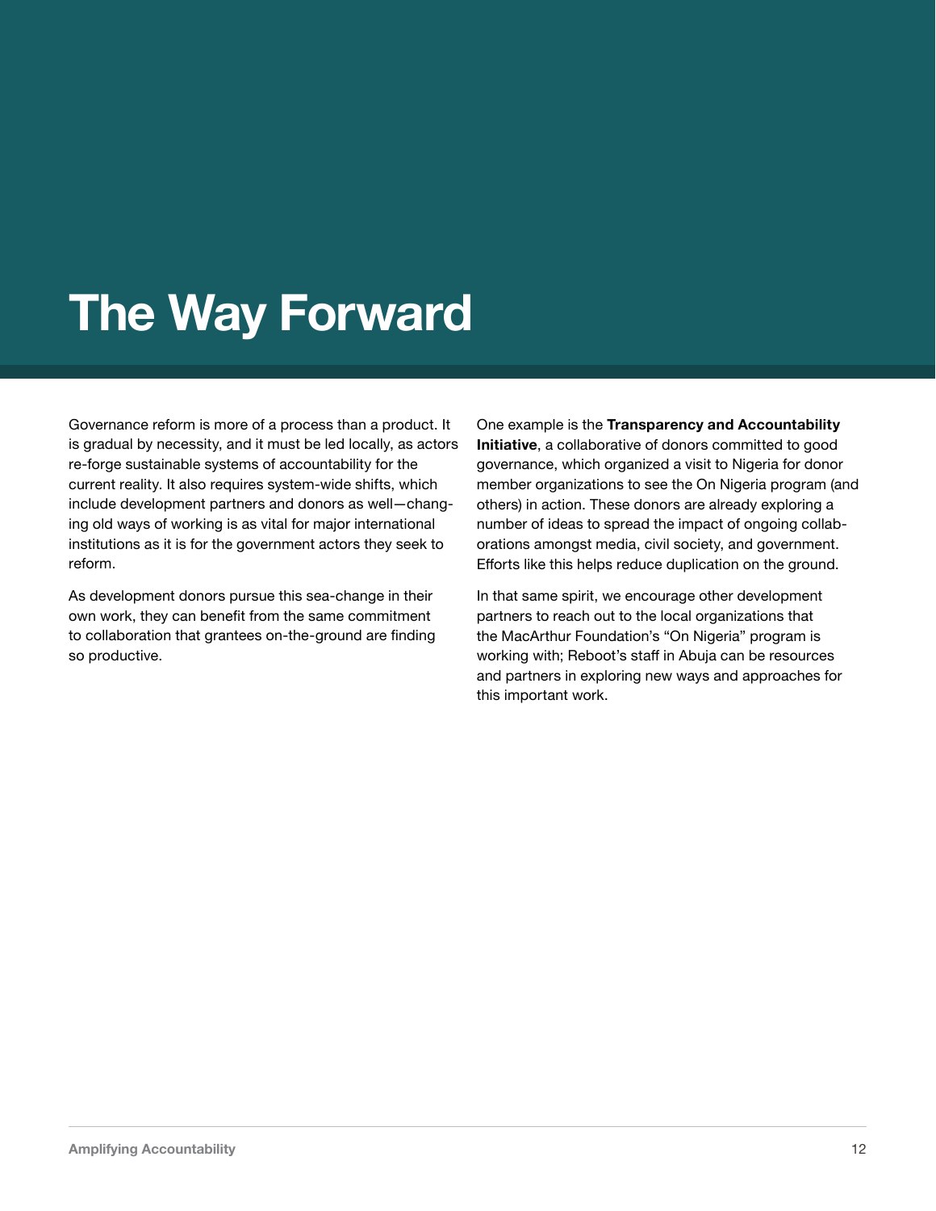# The Way Forward

Governance reform is more of a process than a product. It is gradual by necessity, and it must be led locally, as actors re-forge sustainable systems of accountability for the current reality. It also requires system-wide shifts, which include development partners and donors as well—changing old ways of working is as vital for major international institutions as it is for the government actors they seek to reform.

As development donors pursue this sea-change in their own work, they can benefit from the same commitment to collaboration that grantees on-the-ground are finding so productive.

One example is the **Transparency and Accountability Initiative**, a collaborative of donors committed to good governance, which organized a visit to Nigeria for donor member organizations to see the On Nigeria program (and others) in action. These donors are already exploring a number of ideas to spread the impact of ongoing collaborations amongst media, civil society, and government. Efforts like this helps reduce duplication on the ground.

In that same spirit, we encourage other development partners to reach out to the local organizations that the MacArthur Foundation's "On Nigeria" program is working with; Reboot's staff in Abuja can be resources and partners in exploring new ways and approaches for this important work.